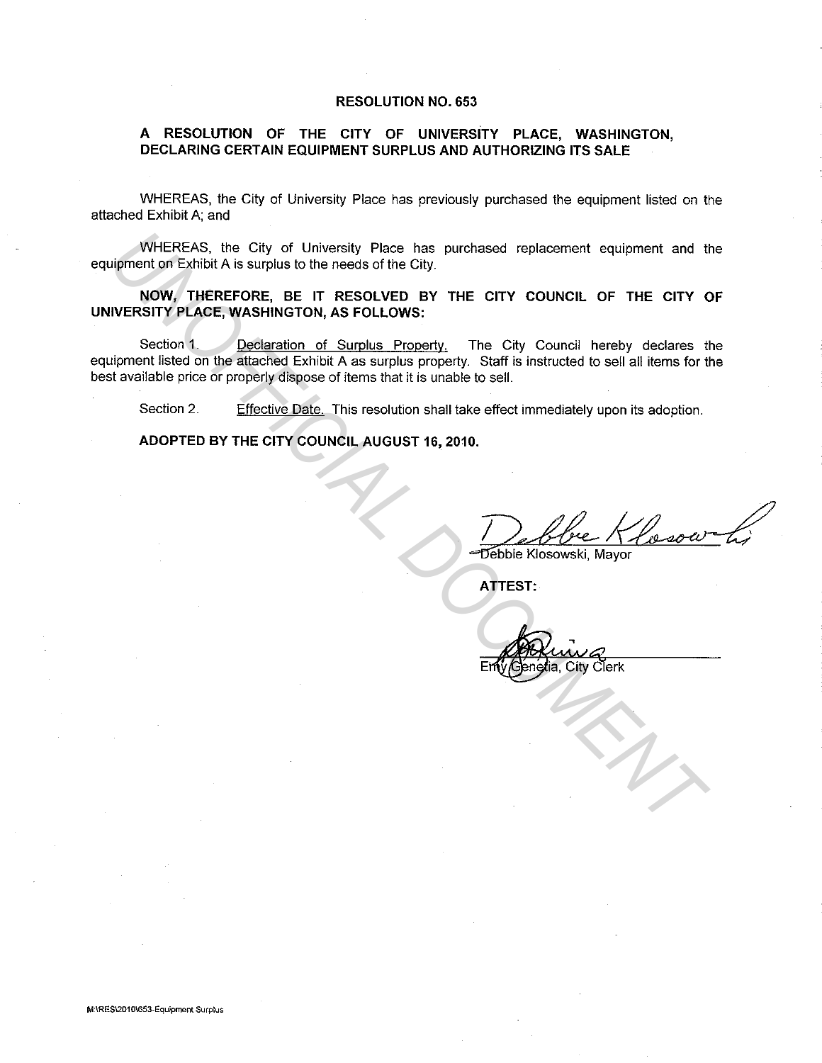# RESOLUTION NO. 653

## A RESOLUTION OF THE CITY OF UNIVERSITY PLACE, WASHINGTON, DECLARING CERTAIN EQUIPMENT SURPLUS AND AUTHORIZING ITS SALE

WHEREAS, the City of University Place has previously purchased the equipment listed on the attached Exhibit A; and

WHEREAS, the City of University Place has purchased replacement equipment and the equipment on Exhibit A is surplus to the needs of the City.

**NOW, THEREFORE, BE IT RESOLVED BY THE CITY COUNCIL OF THE CITY OF UNIVERSITY PLACE, WASHINGTON, AS FOLLOWS:**

Section 1. Declaration of Surplus Property. The City Council hereby declares the equipment listed on the attached Exhibit A as surplus property. Staff is instructed to sell all items for the best available price or properly dispose of items that it is unable to sell.

Section 2. Effective Date. This resolution shall take effect immediately upon its adoption.

**ADOPTED BY THE CITY COUNCIL AUGUST 16, 2010.**

Debbie Klosowski, Mayor

**ATTEST:**

Emy Genetia, City Clerk

M:\RES\2010\653-Equipment Surplus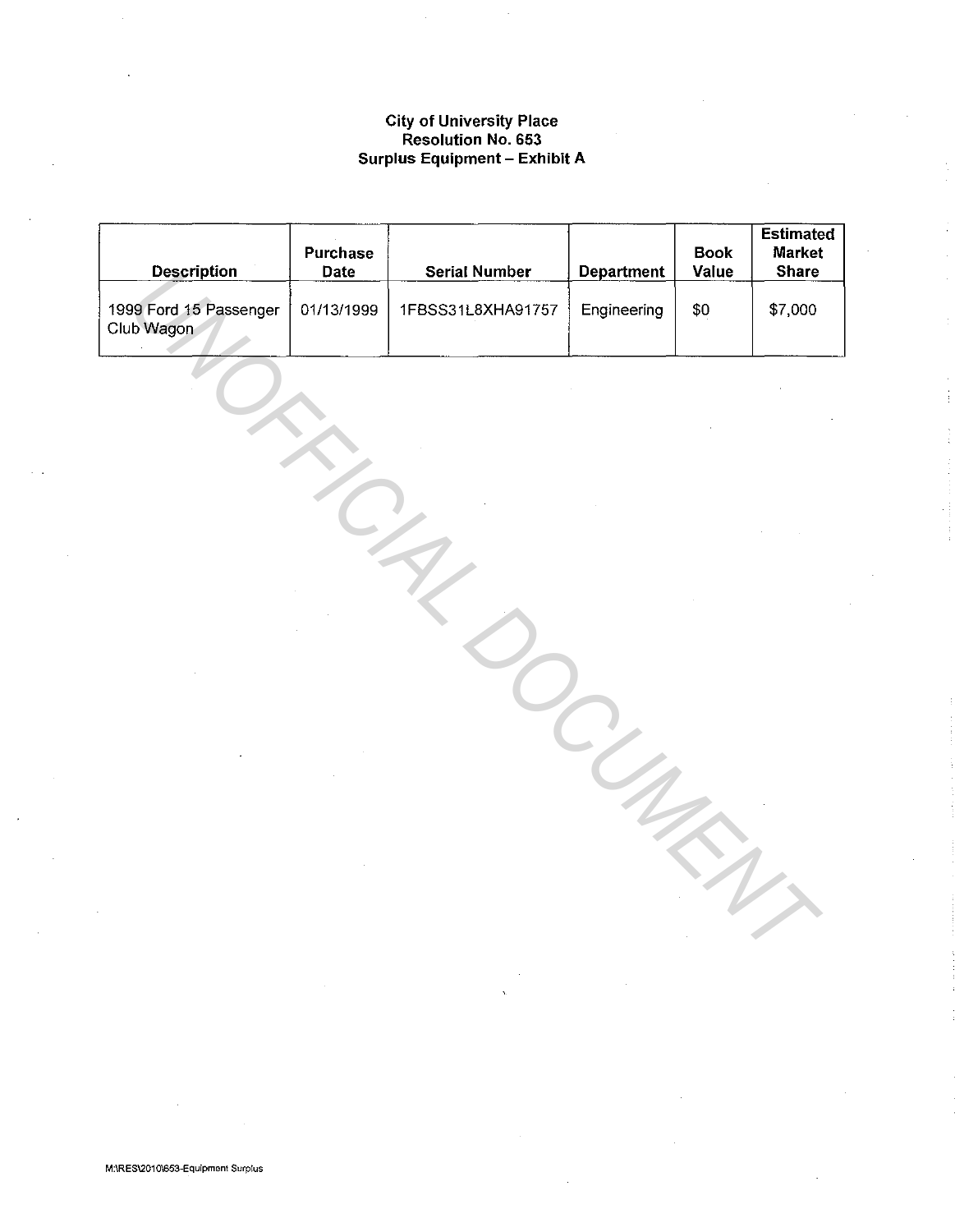**City of University Place**
**Resolution No. 653**
**Surplus Equipment – Exhibit A**

| Description | Purchase Date | Serial Number | Department | Book Value | Estimated Market Share |
|---|---|---|---|---|---|
| 1999 Ford 15 Passenger Club Wagon | 01/13/1999 | 1FBSS31L8XHA91757 | Engineering | $0 | $7,000 |

UNOFFICIAL DOCUMENT

M:\RES\2010\653-Equipment Surplus